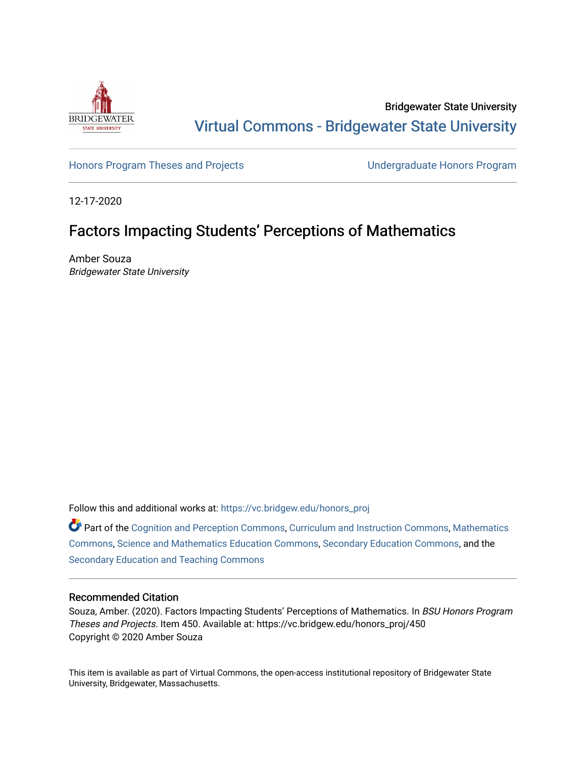Bridgewater State University

Virtual Commons - Bridgewater State University

Honors Program Theses and Projects

Undergraduate Honors Program

12-17-2020

# Factors Impacting Students' Perceptions of Mathematics

Amber Souza
*Bridgewater State University*

Follow this and additional works at: https://vc.bridgew.edu/honors_proj

Part of the Cognition and Perception Commons, Curriculum and Instruction Commons, Mathematics Commons, Science and Mathematics Education Commons, Secondary Education Commons, and the Secondary Education and Teaching Commons

## Recommended Citation

Souza, Amber. (2020). Factors Impacting Students' Perceptions of Mathematics. In *BSU Honors Program Theses and Projects.* Item 450. Available at: https://vc.bridgew.edu/honors_proj/450
Copyright © 2020 Amber Souza

This item is available as part of Virtual Commons, the open-access institutional repository of Bridgewater State University, Bridgewater, Massachusetts.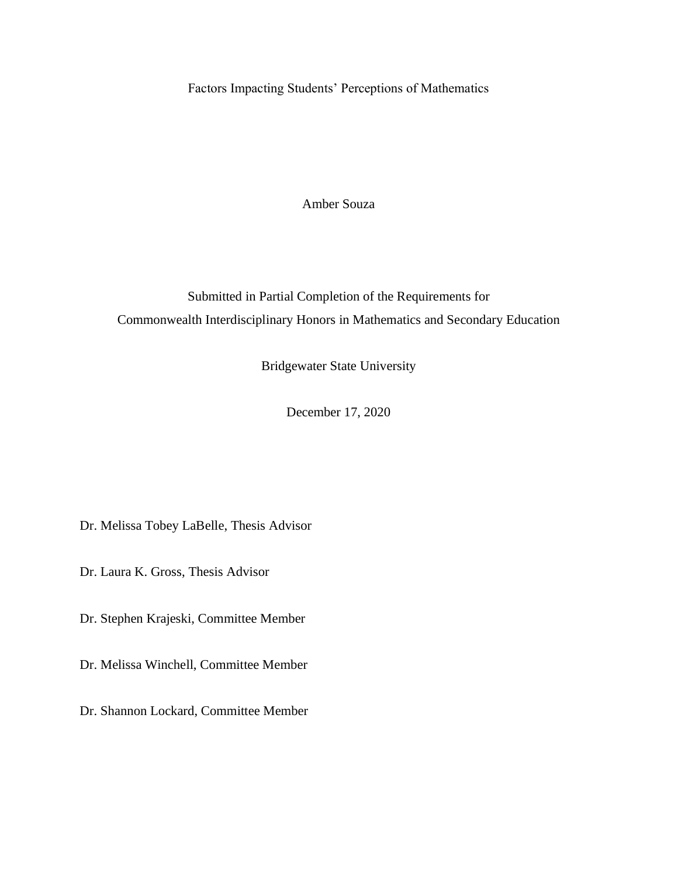# Factors Impacting Students' Perceptions of Mathematics

Amber Souza

Submitted in Partial Completion of the Requirements for
Commonwealth Interdisciplinary Honors in Mathematics and Secondary Education

Bridgewater State University

December 17, 2020

Dr. Melissa Tobey LaBelle, Thesis Advisor

Dr. Laura K. Gross, Thesis Advisor

Dr. Stephen Krajeski, Committee Member

Dr. Melissa Winchell, Committee Member

Dr. Shannon Lockard, Committee Member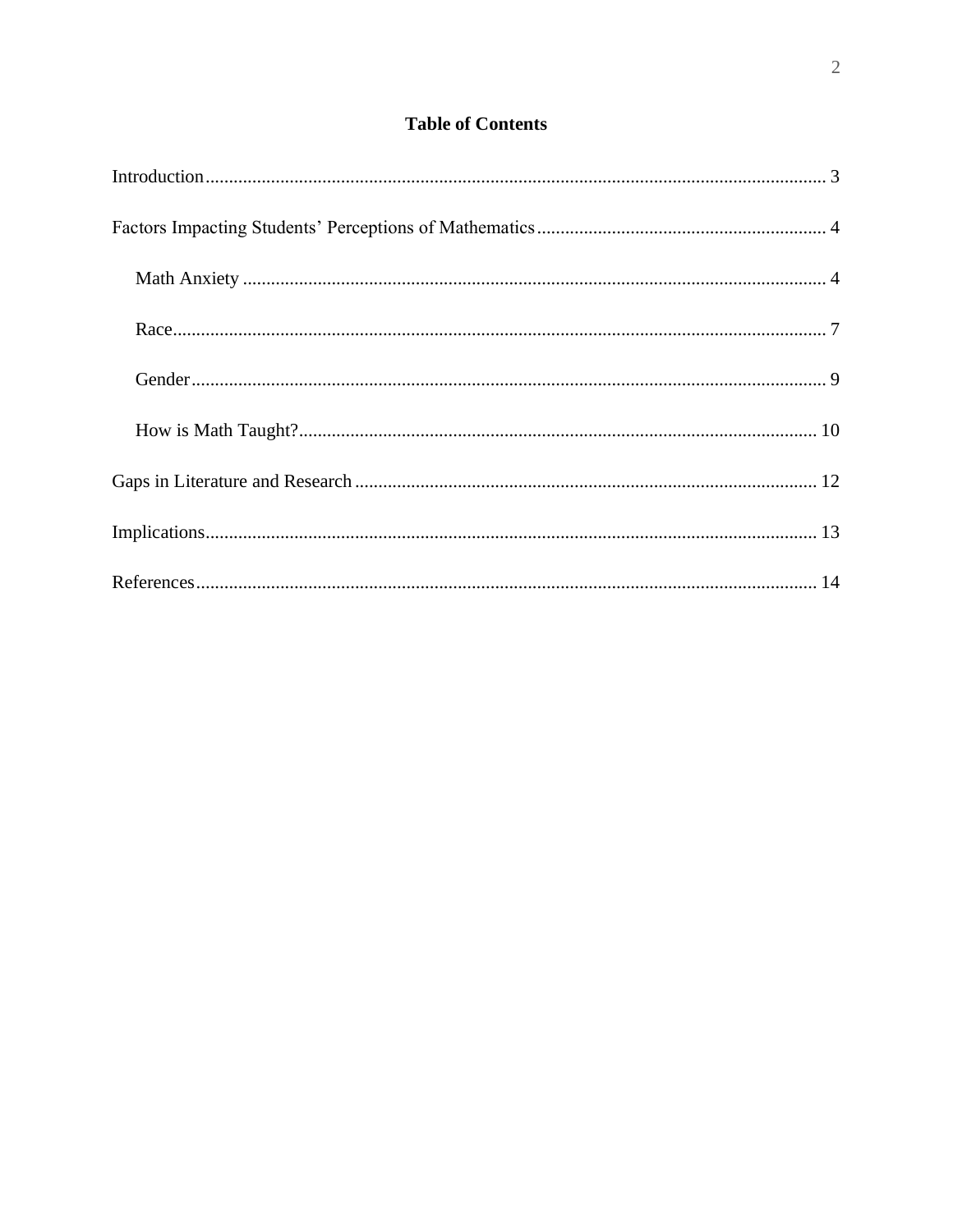# Table of Contents

Introduction .................................................................................................................................... 3

Factors Impacting Students' Perceptions of Mathematics ............................................................. 4

  Math Anxiety ........................................................................................................................... 4

  Race.......................................................................................................................................... 7

  Gender ...................................................................................................................................... 9

  How is Math Taught? ............................................................................................................. 10

Gaps in Literature and Research .................................................................................................. 12

Implications .................................................................................................................................. 13

References .................................................................................................................................... 14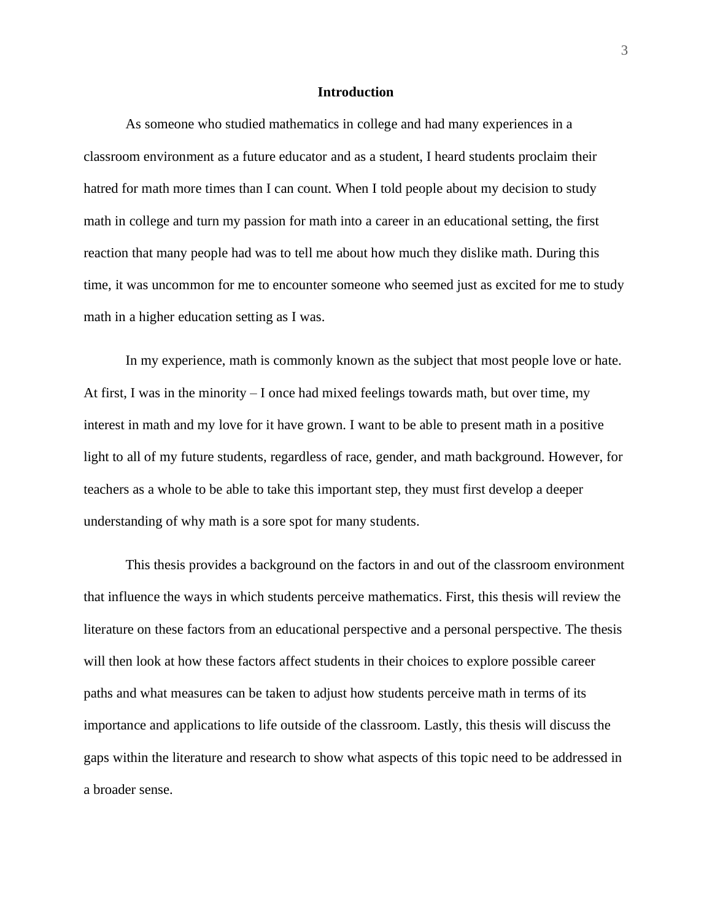# Introduction

As someone who studied mathematics in college and had many experiences in a classroom environment as a future educator and as a student, I heard students proclaim their hatred for math more times than I can count. When I told people about my decision to study math in college and turn my passion for math into a career in an educational setting, the first reaction that many people had was to tell me about how much they dislike math. During this time, it was uncommon for me to encounter someone who seemed just as excited for me to study math in a higher education setting as I was.

In my experience, math is commonly known as the subject that most people love or hate. At first, I was in the minority – I once had mixed feelings towards math, but over time, my interest in math and my love for it have grown. I want to be able to present math in a positive light to all of my future students, regardless of race, gender, and math background. However, for teachers as a whole to be able to take this important step, they must first develop a deeper understanding of why math is a sore spot for many students.

This thesis provides a background on the factors in and out of the classroom environment that influence the ways in which students perceive mathematics. First, this thesis will review the literature on these factors from an educational perspective and a personal perspective. The thesis will then look at how these factors affect students in their choices to explore possible career paths and what measures can be taken to adjust how students perceive math in terms of its importance and applications to life outside of the classroom. Lastly, this thesis will discuss the gaps within the literature and research to show what aspects of this topic need to be addressed in a broader sense.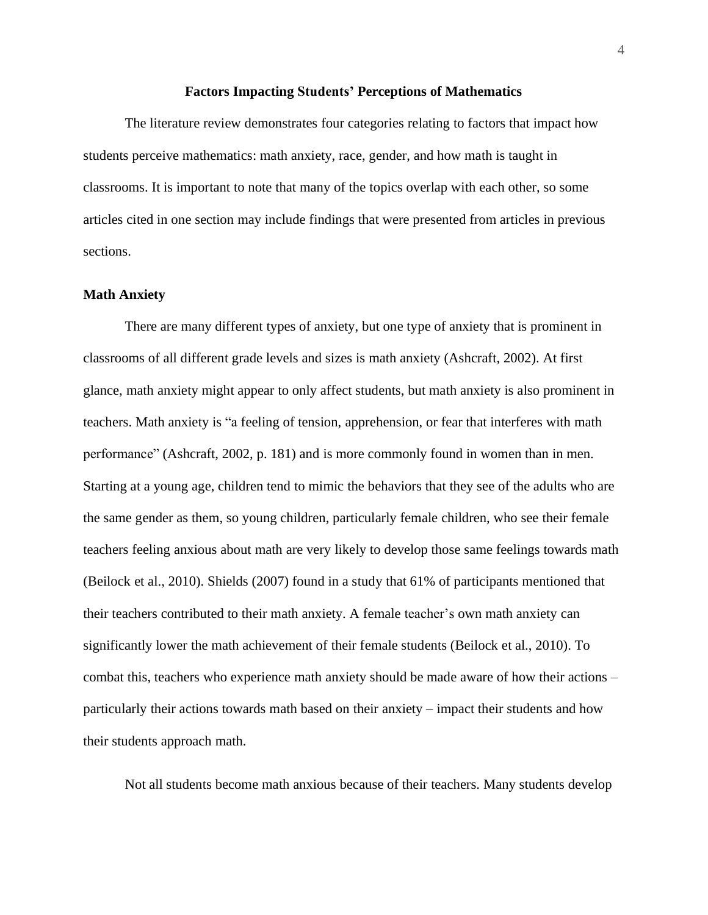## Factors Impacting Students' Perceptions of Mathematics

The literature review demonstrates four categories relating to factors that impact how students perceive mathematics: math anxiety, race, gender, and how math is taught in classrooms. It is important to note that many of the topics overlap with each other, so some articles cited in one section may include findings that were presented from articles in previous sections.

### Math Anxiety

There are many different types of anxiety, but one type of anxiety that is prominent in classrooms of all different grade levels and sizes is math anxiety (Ashcraft, 2002). At first glance, math anxiety might appear to only affect students, but math anxiety is also prominent in teachers. Math anxiety is "a feeling of tension, apprehension, or fear that interferes with math performance" (Ashcraft, 2002, p. 181) and is more commonly found in women than in men. Starting at a young age, children tend to mimic the behaviors that they see of the adults who are the same gender as them, so young children, particularly female children, who see their female teachers feeling anxious about math are very likely to develop those same feelings towards math (Beilock et al., 2010). Shields (2007) found in a study that 61% of participants mentioned that their teachers contributed to their math anxiety. A female teacher's own math anxiety can significantly lower the math achievement of their female students (Beilock et al., 2010). To combat this, teachers who experience math anxiety should be made aware of how their actions – particularly their actions towards math based on their anxiety – impact their students and how their students approach math.

Not all students become math anxious because of their teachers. Many students develop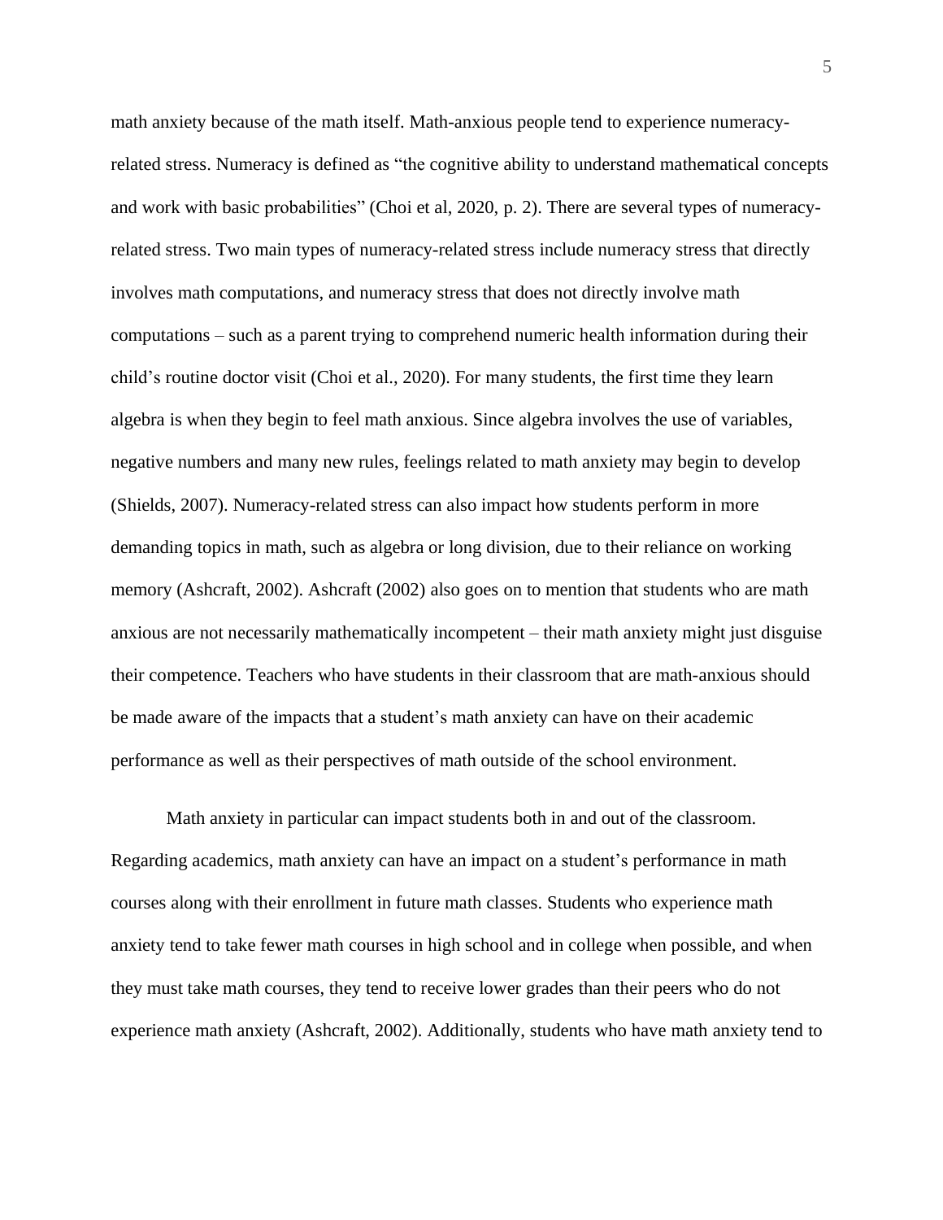math anxiety because of the math itself. Math-anxious people tend to experience numeracy-related stress. Numeracy is defined as "the cognitive ability to understand mathematical concepts and work with basic probabilities" (Choi et al, 2020, p. 2). There are several types of numeracy-related stress. Two main types of numeracy-related stress include numeracy stress that directly involves math computations, and numeracy stress that does not directly involve math computations – such as a parent trying to comprehend numeric health information during their child's routine doctor visit (Choi et al., 2020). For many students, the first time they learn algebra is when they begin to feel math anxious. Since algebra involves the use of variables, negative numbers and many new rules, feelings related to math anxiety may begin to develop (Shields, 2007). Numeracy-related stress can also impact how students perform in more demanding topics in math, such as algebra or long division, due to their reliance on working memory (Ashcraft, 2002). Ashcraft (2002) also goes on to mention that students who are math anxious are not necessarily mathematically incompetent – their math anxiety might just disguise their competence. Teachers who have students in their classroom that are math-anxious should be made aware of the impacts that a student's math anxiety can have on their academic performance as well as their perspectives of math outside of the school environment.

Math anxiety in particular can impact students both in and out of the classroom. Regarding academics, math anxiety can have an impact on a student's performance in math courses along with their enrollment in future math classes. Students who experience math anxiety tend to take fewer math courses in high school and in college when possible, and when they must take math courses, they tend to receive lower grades than their peers who do not experience math anxiety (Ashcraft, 2002). Additionally, students who have math anxiety tend to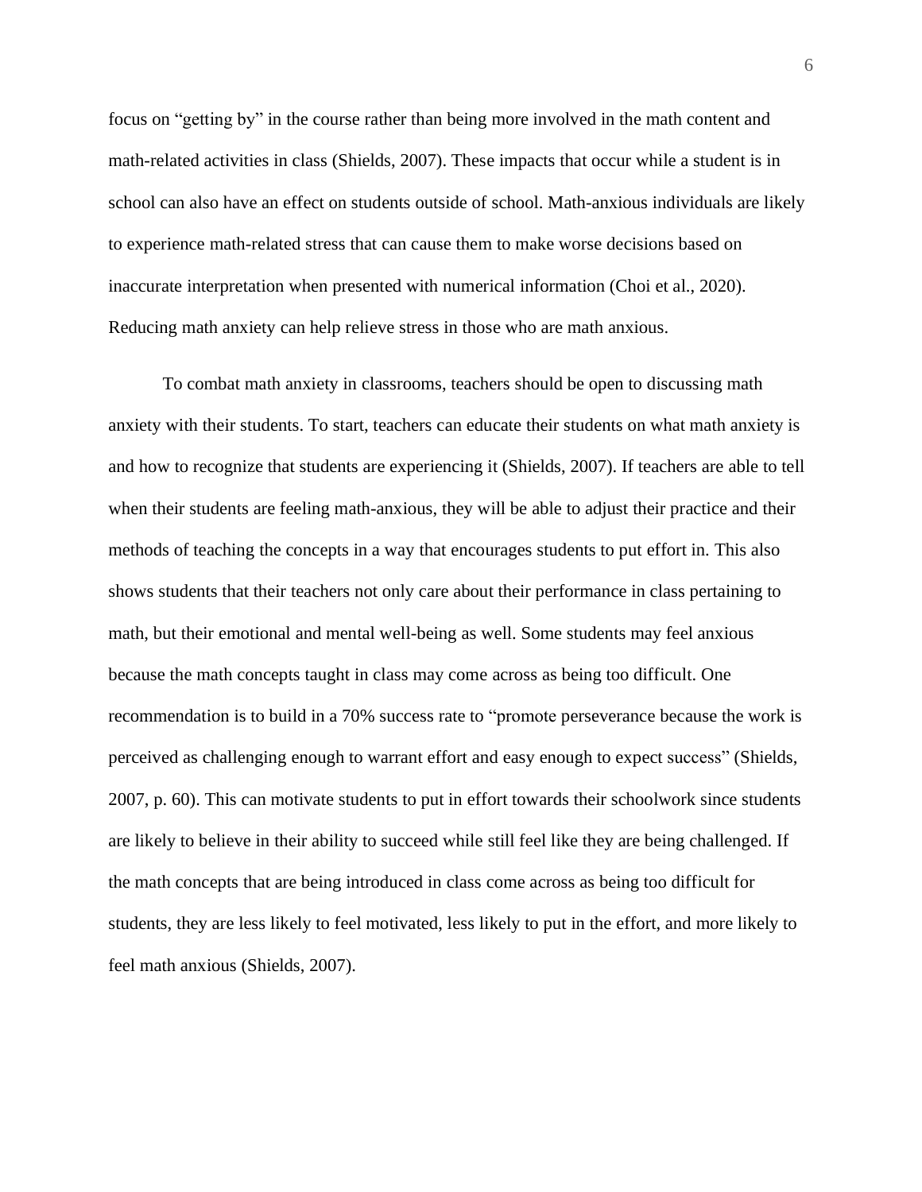focus on "getting by" in the course rather than being more involved in the math content and math-related activities in class (Shields, 2007). These impacts that occur while a student is in school can also have an effect on students outside of school. Math-anxious individuals are likely to experience math-related stress that can cause them to make worse decisions based on inaccurate interpretation when presented with numerical information (Choi et al., 2020). Reducing math anxiety can help relieve stress in those who are math anxious.

To combat math anxiety in classrooms, teachers should be open to discussing math anxiety with their students. To start, teachers can educate their students on what math anxiety is and how to recognize that students are experiencing it (Shields, 2007). If teachers are able to tell when their students are feeling math-anxious, they will be able to adjust their practice and their methods of teaching the concepts in a way that encourages students to put effort in. This also shows students that their teachers not only care about their performance in class pertaining to math, but their emotional and mental well-being as well. Some students may feel anxious because the math concepts taught in class may come across as being too difficult. One recommendation is to build in a 70% success rate to "promote perseverance because the work is perceived as challenging enough to warrant effort and easy enough to expect success" (Shields, 2007, p. 60). This can motivate students to put in effort towards their schoolwork since students are likely to believe in their ability to succeed while still feel like they are being challenged. If the math concepts that are being introduced in class come across as being too difficult for students, they are less likely to feel motivated, less likely to put in the effort, and more likely to feel math anxious (Shields, 2007).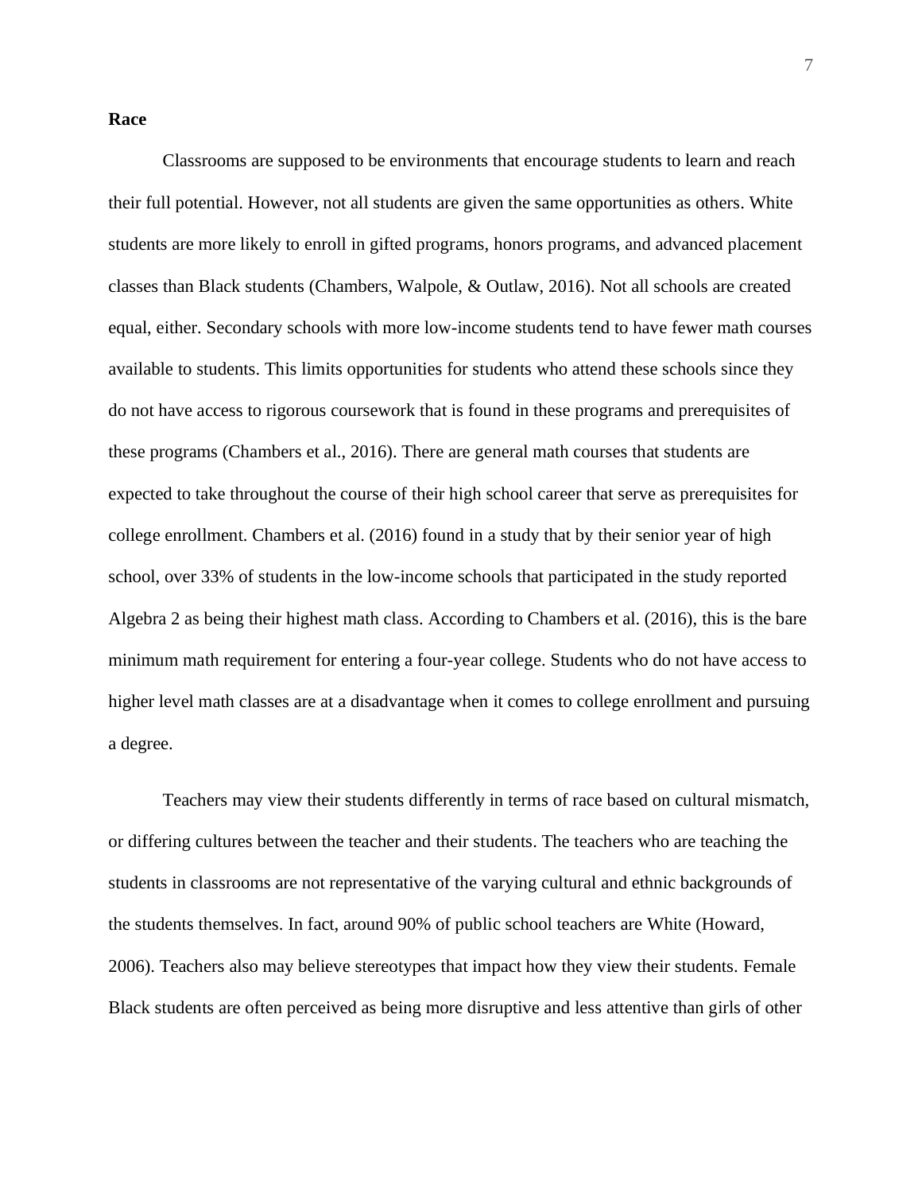**Race**

Classrooms are supposed to be environments that encourage students to learn and reach their full potential. However, not all students are given the same opportunities as others. White students are more likely to enroll in gifted programs, honors programs, and advanced placement classes than Black students (Chambers, Walpole, & Outlaw, 2016). Not all schools are created equal, either. Secondary schools with more low-income students tend to have fewer math courses available to students. This limits opportunities for students who attend these schools since they do not have access to rigorous coursework that is found in these programs and prerequisites of these programs (Chambers et al., 2016). There are general math courses that students are expected to take throughout the course of their high school career that serve as prerequisites for college enrollment. Chambers et al. (2016) found in a study that by their senior year of high school, over 33% of students in the low-income schools that participated in the study reported Algebra 2 as being their highest math class. According to Chambers et al. (2016), this is the bare minimum math requirement for entering a four-year college. Students who do not have access to higher level math classes are at a disadvantage when it comes to college enrollment and pursuing a degree.

Teachers may view their students differently in terms of race based on cultural mismatch, or differing cultures between the teacher and their students. The teachers who are teaching the students in classrooms are not representative of the varying cultural and ethnic backgrounds of the students themselves. In fact, around 90% of public school teachers are White (Howard, 2006). Teachers also may believe stereotypes that impact how they view their students. Female Black students are often perceived as being more disruptive and less attentive than girls of other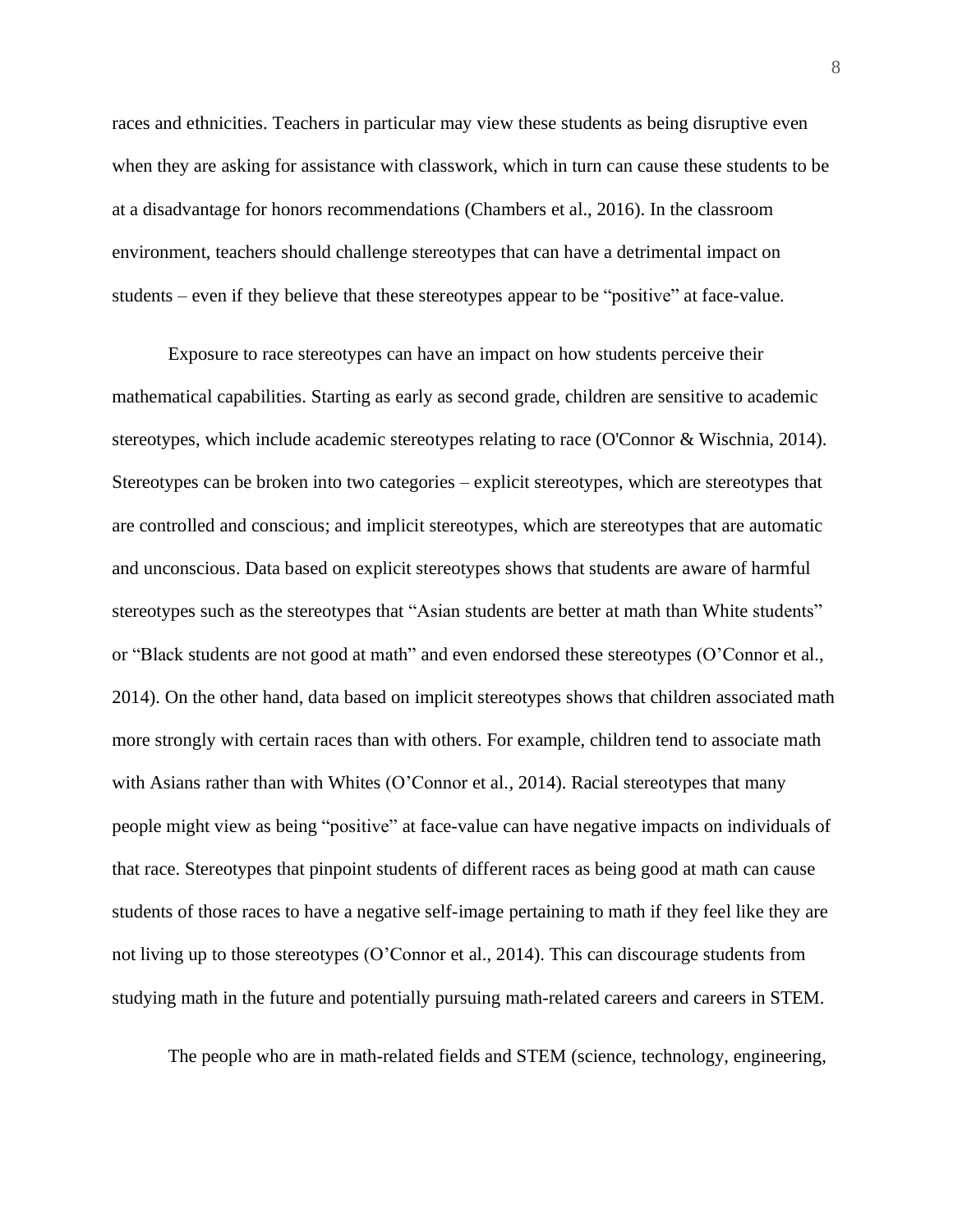races and ethnicities. Teachers in particular may view these students as being disruptive even when they are asking for assistance with classwork, which in turn can cause these students to be at a disadvantage for honors recommendations (Chambers et al., 2016). In the classroom environment, teachers should challenge stereotypes that can have a detrimental impact on students – even if they believe that these stereotypes appear to be "positive" at face-value.

Exposure to race stereotypes can have an impact on how students perceive their mathematical capabilities. Starting as early as second grade, children are sensitive to academic stereotypes, which include academic stereotypes relating to race (O'Connor & Wischnia, 2014). Stereotypes can be broken into two categories – explicit stereotypes, which are stereotypes that are controlled and conscious; and implicit stereotypes, which are stereotypes that are automatic and unconscious. Data based on explicit stereotypes shows that students are aware of harmful stereotypes such as the stereotypes that "Asian students are better at math than White students" or "Black students are not good at math" and even endorsed these stereotypes (O'Connor et al., 2014). On the other hand, data based on implicit stereotypes shows that children associated math more strongly with certain races than with others. For example, children tend to associate math with Asians rather than with Whites (O'Connor et al., 2014). Racial stereotypes that many people might view as being "positive" at face-value can have negative impacts on individuals of that race. Stereotypes that pinpoint students of different races as being good at math can cause students of those races to have a negative self-image pertaining to math if they feel like they are not living up to those stereotypes (O'Connor et al., 2014). This can discourage students from studying math in the future and potentially pursuing math-related careers and careers in STEM.

The people who are in math-related fields and STEM (science, technology, engineering,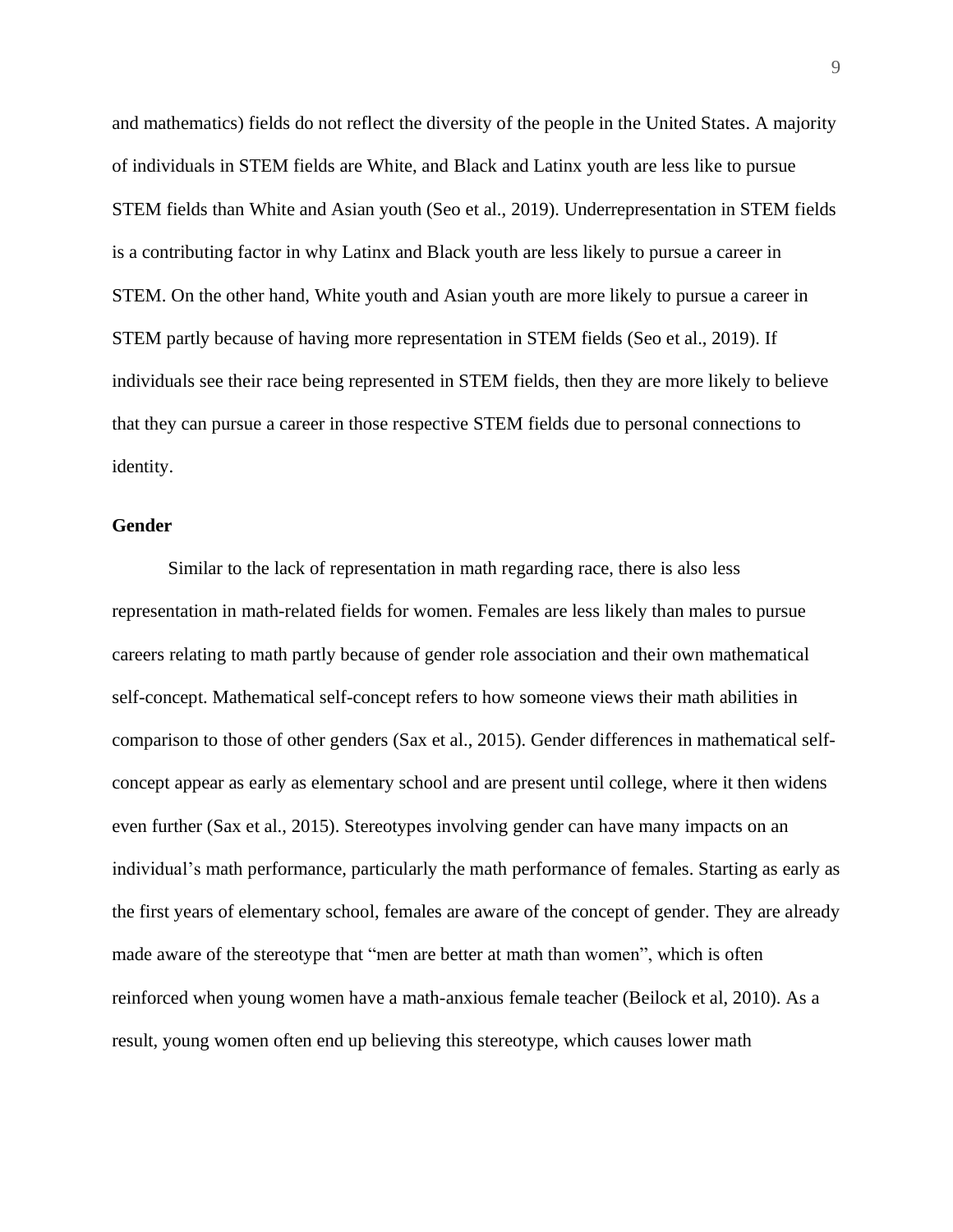and mathematics) fields do not reflect the diversity of the people in the United States. A majority of individuals in STEM fields are White, and Black and Latinx youth are less like to pursue STEM fields than White and Asian youth (Seo et al., 2019). Underrepresentation in STEM fields is a contributing factor in why Latinx and Black youth are less likely to pursue a career in STEM. On the other hand, White youth and Asian youth are more likely to pursue a career in STEM partly because of having more representation in STEM fields (Seo et al., 2019). If individuals see their race being represented in STEM fields, then they are more likely to believe that they can pursue a career in those respective STEM fields due to personal connections to identity.

**Gender**

Similar to the lack of representation in math regarding race, there is also less representation in math-related fields for women. Females are less likely than males to pursue careers relating to math partly because of gender role association and their own mathematical self-concept. Mathematical self-concept refers to how someone views their math abilities in comparison to those of other genders (Sax et al., 2015). Gender differences in mathematical self-concept appear as early as elementary school and are present until college, where it then widens even further (Sax et al., 2015). Stereotypes involving gender can have many impacts on an individual's math performance, particularly the math performance of females. Starting as early as the first years of elementary school, females are aware of the concept of gender. They are already made aware of the stereotype that "men are better at math than women", which is often reinforced when young women have a math-anxious female teacher (Beilock et al, 2010). As a result, young women often end up believing this stereotype, which causes lower math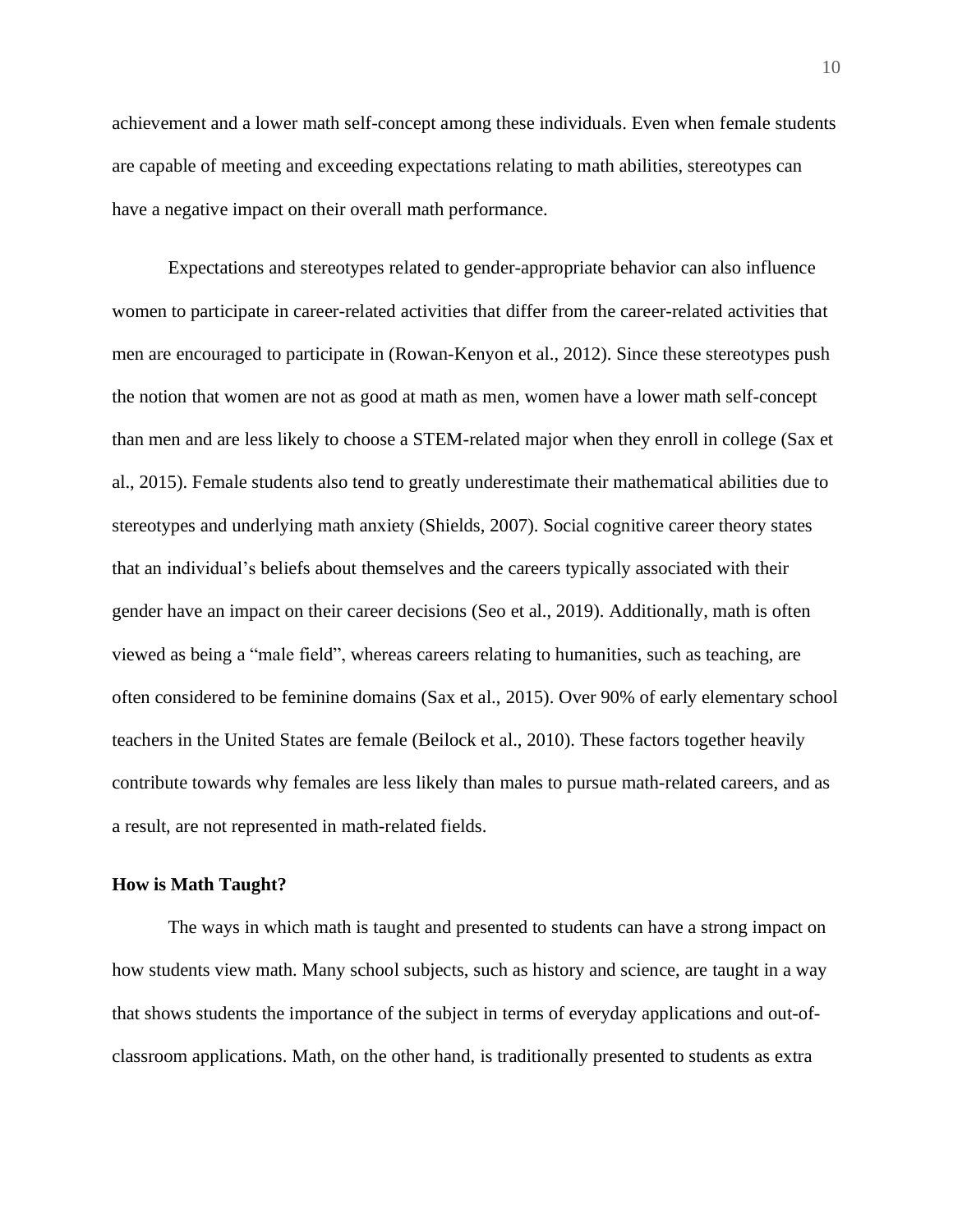achievement and a lower math self-concept among these individuals. Even when female students are capable of meeting and exceeding expectations relating to math abilities, stereotypes can have a negative impact on their overall math performance.

Expectations and stereotypes related to gender-appropriate behavior can also influence women to participate in career-related activities that differ from the career-related activities that men are encouraged to participate in (Rowan-Kenyon et al., 2012). Since these stereotypes push the notion that women are not as good at math as men, women have a lower math self-concept than men and are less likely to choose a STEM-related major when they enroll in college (Sax et al., 2015). Female students also tend to greatly underestimate their mathematical abilities due to stereotypes and underlying math anxiety (Shields, 2007). Social cognitive career theory states that an individual's beliefs about themselves and the careers typically associated with their gender have an impact on their career decisions (Seo et al., 2019). Additionally, math is often viewed as being a "male field", whereas careers relating to humanities, such as teaching, are often considered to be feminine domains (Sax et al., 2015). Over 90% of early elementary school teachers in the United States are female (Beilock et al., 2010). These factors together heavily contribute towards why females are less likely than males to pursue math-related careers, and as a result, are not represented in math-related fields.

**How is Math Taught?**

The ways in which math is taught and presented to students can have a strong impact on how students view math. Many school subjects, such as history and science, are taught in a way that shows students the importance of the subject in terms of everyday applications and out-of-classroom applications. Math, on the other hand, is traditionally presented to students as extra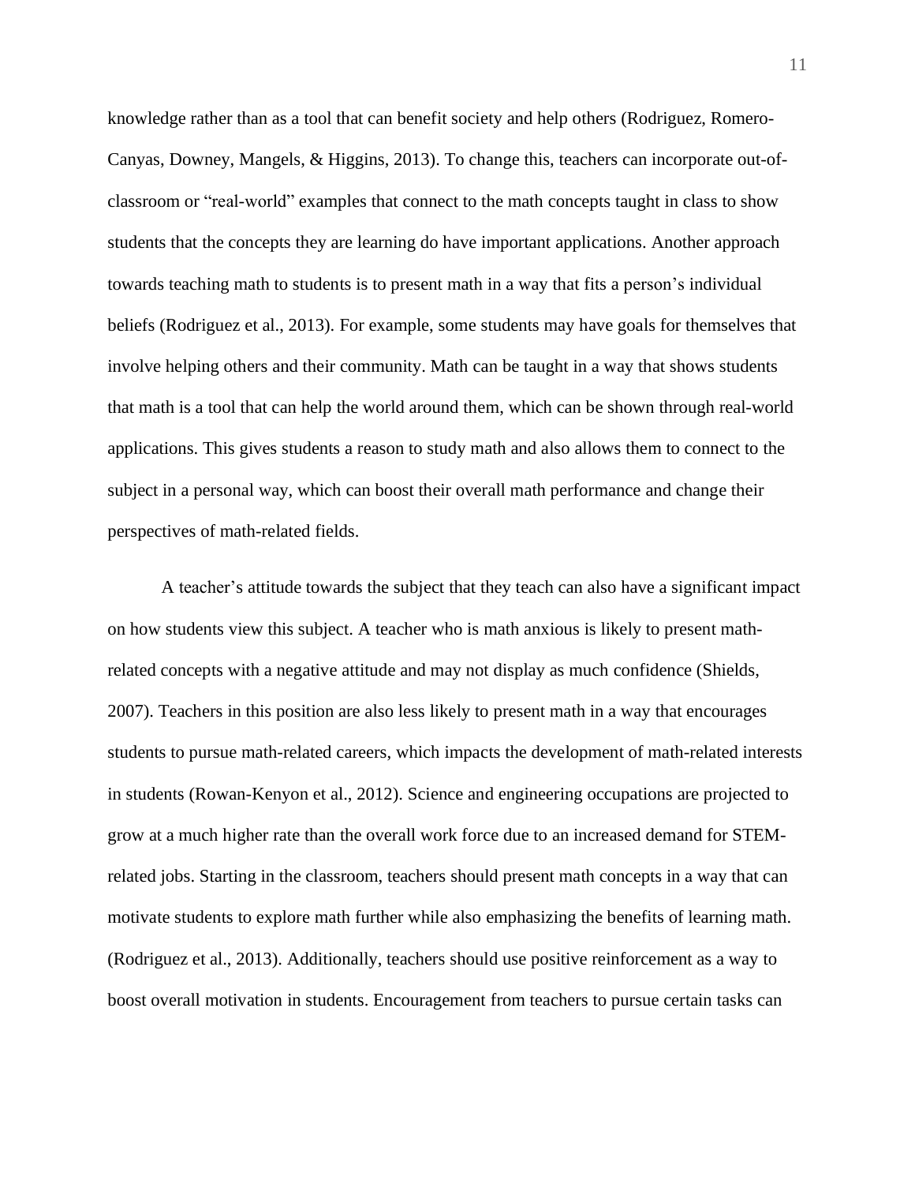knowledge rather than as a tool that can benefit society and help others (Rodriguez, Romero-Canyas, Downey, Mangels, & Higgins, 2013). To change this, teachers can incorporate out-of-classroom or "real-world" examples that connect to the math concepts taught in class to show students that the concepts they are learning do have important applications. Another approach towards teaching math to students is to present math in a way that fits a person's individual beliefs (Rodriguez et al., 2013). For example, some students may have goals for themselves that involve helping others and their community. Math can be taught in a way that shows students that math is a tool that can help the world around them, which can be shown through real-world applications. This gives students a reason to study math and also allows them to connect to the subject in a personal way, which can boost their overall math performance and change their perspectives of math-related fields.

A teacher's attitude towards the subject that they teach can also have a significant impact on how students view this subject. A teacher who is math anxious is likely to present math-related concepts with a negative attitude and may not display as much confidence (Shields, 2007). Teachers in this position are also less likely to present math in a way that encourages students to pursue math-related careers, which impacts the development of math-related interests in students (Rowan-Kenyon et al., 2012). Science and engineering occupations are projected to grow at a much higher rate than the overall work force due to an increased demand for STEM-related jobs. Starting in the classroom, teachers should present math concepts in a way that can motivate students to explore math further while also emphasizing the benefits of learning math. (Rodriguez et al., 2013). Additionally, teachers should use positive reinforcement as a way to boost overall motivation in students. Encouragement from teachers to pursue certain tasks can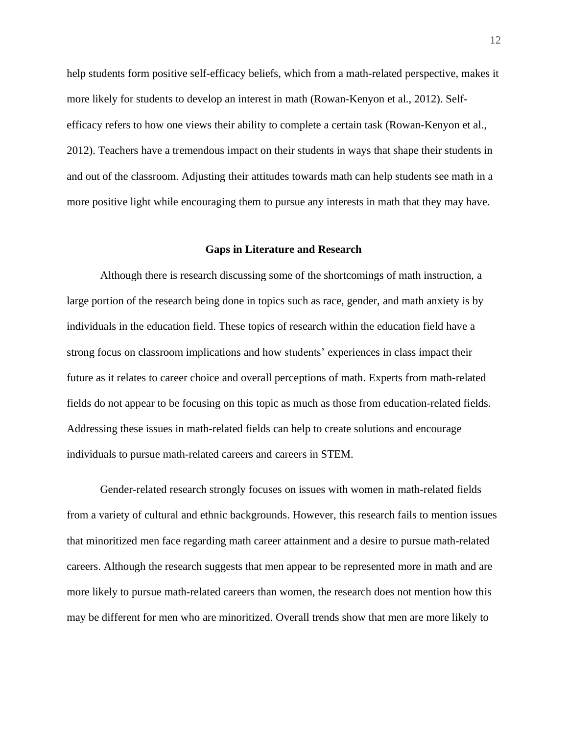help students form positive self-efficacy beliefs, which from a math-related perspective, makes it more likely for students to develop an interest in math (Rowan-Kenyon et al., 2012). Self-efficacy refers to how one views their ability to complete a certain task (Rowan-Kenyon et al., 2012). Teachers have a tremendous impact on their students in ways that shape their students in and out of the classroom. Adjusting their attitudes towards math can help students see math in a more positive light while encouraging them to pursue any interests in math that they may have.

## Gaps in Literature and Research

Although there is research discussing some of the shortcomings of math instruction, a large portion of the research being done in topics such as race, gender, and math anxiety is by individuals in the education field. These topics of research within the education field have a strong focus on classroom implications and how students' experiences in class impact their future as it relates to career choice and overall perceptions of math. Experts from math-related fields do not appear to be focusing on this topic as much as those from education-related fields. Addressing these issues in math-related fields can help to create solutions and encourage individuals to pursue math-related careers and careers in STEM.

Gender-related research strongly focuses on issues with women in math-related fields from a variety of cultural and ethnic backgrounds. However, this research fails to mention issues that minoritized men face regarding math career attainment and a desire to pursue math-related careers. Although the research suggests that men appear to be represented more in math and are more likely to pursue math-related careers than women, the research does not mention how this may be different for men who are minoritized. Overall trends show that men are more likely to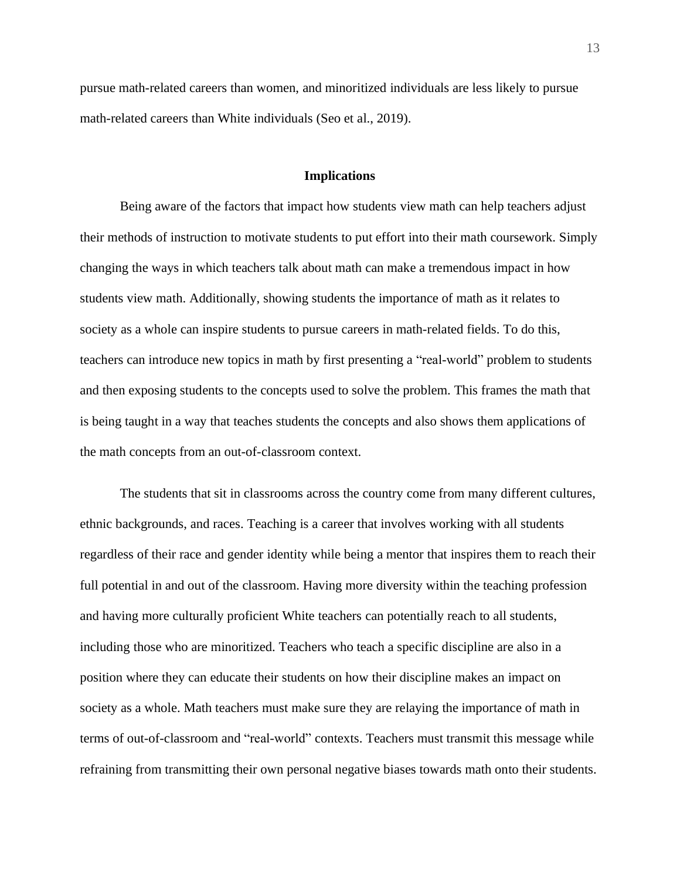pursue math-related careers than women, and minoritized individuals are less likely to pursue math-related careers than White individuals (Seo et al., 2019).

## Implications

Being aware of the factors that impact how students view math can help teachers adjust their methods of instruction to motivate students to put effort into their math coursework. Simply changing the ways in which teachers talk about math can make a tremendous impact in how students view math. Additionally, showing students the importance of math as it relates to society as a whole can inspire students to pursue careers in math-related fields. To do this, teachers can introduce new topics in math by first presenting a "real-world" problem to students and then exposing students to the concepts used to solve the problem. This frames the math that is being taught in a way that teaches students the concepts and also shows them applications of the math concepts from an out-of-classroom context.

The students that sit in classrooms across the country come from many different cultures, ethnic backgrounds, and races. Teaching is a career that involves working with all students regardless of their race and gender identity while being a mentor that inspires them to reach their full potential in and out of the classroom. Having more diversity within the teaching profession and having more culturally proficient White teachers can potentially reach to all students, including those who are minoritized. Teachers who teach a specific discipline are also in a position where they can educate their students on how their discipline makes an impact on society as a whole. Math teachers must make sure they are relaying the importance of math in terms of out-of-classroom and "real-world" contexts. Teachers must transmit this message while refraining from transmitting their own personal negative biases towards math onto their students.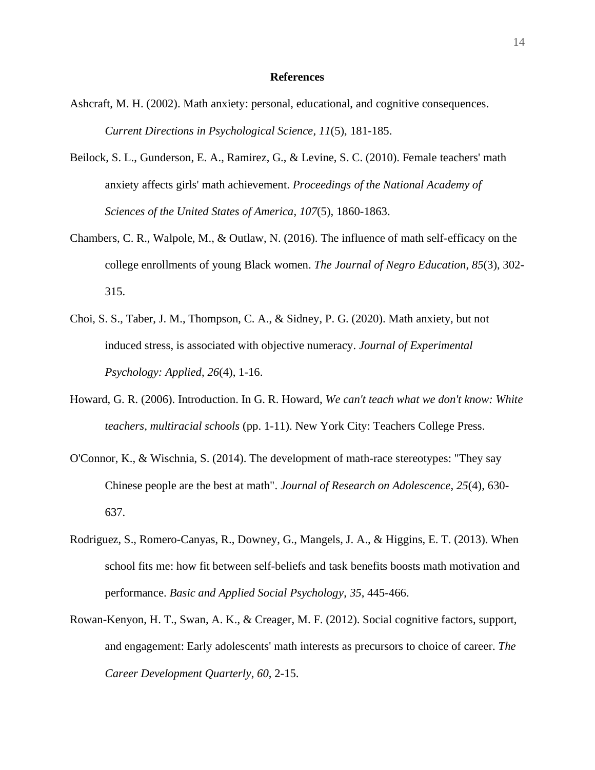# References

Ashcraft, M. H. (2002). Math anxiety: personal, educational, and cognitive consequences. *Current Directions in Psychological Science*, *11*(5), 181-185.

Beilock, S. L., Gunderson, E. A., Ramirez, G., & Levine, S. C. (2010). Female teachers' math anxiety affects girls' math achievement. *Proceedings of the National Academy of Sciences of the United States of America*, *107*(5), 1860-1863.

Chambers, C. R., Walpole, M., & Outlaw, N. (2016). The influence of math self-efficacy on the college enrollments of young Black women. *The Journal of Negro Education*, *85*(3), 302-315.

Choi, S. S., Taber, J. M., Thompson, C. A., & Sidney, P. G. (2020). Math anxiety, but not induced stress, is associated with objective numeracy. *Journal of Experimental Psychology: Applied*, *26*(4), 1-16.

Howard, G. R. (2006). Introduction. In G. R. Howard, *We can't teach what we don't know: White teachers, multiracial schools* (pp. 1-11). New York City: Teachers College Press.

O'Connor, K., & Wischnia, S. (2014). The development of math-race stereotypes: "They say Chinese people are the best at math". *Journal of Research on Adolescence*, *25*(4), 630-637.

Rodriguez, S., Romero-Canyas, R., Downey, G., Mangels, J. A., & Higgins, E. T. (2013). When school fits me: how fit between self-beliefs and task benefits boosts math motivation and performance. *Basic and Applied Social Psychology*, *35*, 445-466.

Rowan-Kenyon, H. T., Swan, A. K., & Creager, M. F. (2012). Social cognitive factors, support, and engagement: Early adolescents' math interests as precursors to choice of career. *The Career Development Quarterly*, *60*, 2-15.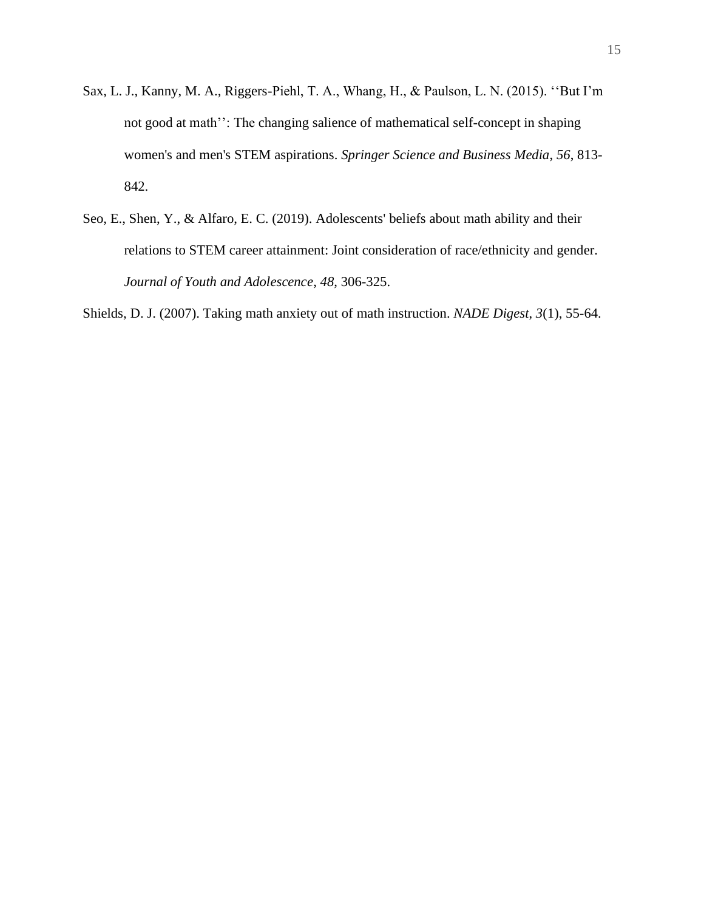Sax, L. J., Kanny, M. A., Riggers-Piehl, T. A., Whang, H., & Paulson, L. N. (2015). ''But I'm not good at math'': The changing salience of mathematical self-concept in shaping women's and men's STEM aspirations. *Springer Science and Business Media*, *56*, 813-842.

Seo, E., Shen, Y., & Alfaro, E. C. (2019). Adolescents' beliefs about math ability and their relations to STEM career attainment: Joint consideration of race/ethnicity and gender. *Journal of Youth and Adolescence*, *48*, 306-325.

Shields, D. J. (2007). Taking math anxiety out of math instruction. *NADE Digest*, *3*(1), 55-64.